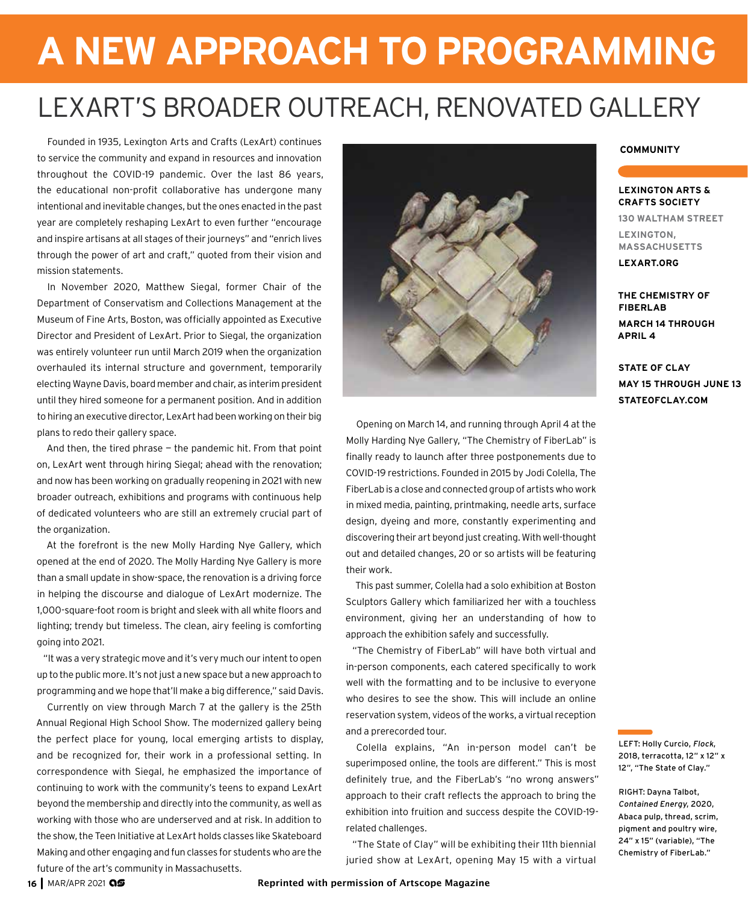# A NEW APPROACH TO PROGRAMMING

## LEXART'S BROADER OUTREACH, RENOVATED GALLERY

Founded in 1935, Lexington Arts and Crafts (LexArt) continues to service the community and expand in resources and innovation throughout the COVID-19 pandemic. Over the last 86 years, the educational non-profit collaborative has undergone many intentional and inevitable changes, but the ones enacted in the past year are completely reshaping LexArt to even further "encourage and inspire artisans at all stages of their journeys" and "enrich lives through the power of art and craft," quoted from their vision and mission statements.

In November 2020, Matthew Siegal, former Chair of the Department of Conservatism and Collections Management at the Museum of Fine Arts, Boston, was officially appointed as Executive Director and President of LexArt. Prior to Siegal, the organization was entirely volunteer run until March 2019 when the organization overhauled its internal structure and government, temporarily electing Wayne Davis, board member and chair, as interim president until they hired someone for a permanent position. And in addition to hiring an executive director, LexArt had been working on their big plans to redo their gallery space.

And then, the tired phrase — the pandemic hit. From that point on, LexArt went through hiring Siegal; ahead with the renovation; and now has been working on gradually reopening in 2021 with new broader outreach, exhibitions and programs with continuous help of dedicated volunteers who are still an extremely crucial part of the organization.

At the forefront is the new Molly Harding Nye Gallery, which opened at the end of 2020. The Molly Harding Nye Gallery is more than a small update in show-space, the renovation is a driving force in helping the discourse and dialogue of LexArt modernize. The 1,000-square-foot room is bright and sleek with all white floors and lighting; trendy but timeless. The clean, airy feeling is comforting going into 2021.

"It was a very strategic move and it's very much our intent to open up to the public more. It's not just a new space but a new approach to programming and we hope that'll make a big difference," said Davis.

Currently on view through March 7 at the gallery is the 25th Annual Regional High School Show. The modernized gallery being the perfect place for young, local emerging artists to display, and be recognized for, their work in a professional setting. In correspondence with Siegal, he emphasized the importance of continuing to work with the community's teens to expand LexArt beyond the membership and directly into the community, as well as working with those who are underserved and at risk. In addition to the show, the Teen Initiative at LexArt holds classes like Skateboard Making and other engaging and fun classes for students who are the future of the art's community in Massachusetts.

Opening on March 14, and running through April 4 at the Molly Harding Nye Gallery, "The Chemistry of FiberLab" is finally ready to launch after three postponements due to COVID-19 restrictions. Founded in 2015 by Jodi Colella, The FiberLab is a close and connected group of artists who work in mixed media, painting, printmaking, needle arts, surface design, dyeing and more, constantly experimenting and discovering their art beyond just creating. With well-thought out and detailed changes, 20 or so artists will be featuring their work.

This past summer, Colella had a solo exhibition at Boston Sculptors Gallery which familiarized her with a touchless environment, giving her an understanding of how to approach the exhibition safely and successfully.

"The Chemistry of FiberLab" will have both virtual and in-person components, each catered specifically to work well with the formatting and to be inclusive to everyone who desires to see the show. This will include an online reservation system, videos of the works, a virtual reception and a prerecorded tour.

Colella explains, "An in-person model can't be superimposed online, the tools are different." This is most definitely true, and the FiberLab's "no wrong answers" approach to their craft reflects the approach to bring the exhibition into fruition and success despite the COVID-19-related challenges.

"The State of Clay" will be exhibiting their 11th biennial juried show at LexArt, opening May 15 with a virtual

**COMMUNITY**

**LEXINGTON ARTS & CRAFTS SOCIETY**
**130 WALTHAM STREET**
**LEXINGTON, MASSACHUSETTS**
**LEXART.ORG**

**THE CHEMISTRY OF FIBERLAB**
**MARCH 14 THROUGH APRIL 4**

**STATE OF CLAY**
**MAY 15 THROUGH JUNE 13**
**STATEOFCLAY.COM**

LEFT: Holly Curcio, *Flock*, 2018, terracotta, 12" x 12" x 12", "The State of Clay."

RIGHT: Dayna Talbot, *Contained Energy*, 2020, Abaca pulp, thread, scrim, pigment and poultry wire, 24" x 15" (variable), "The Chemistry of FiberLab."

**Reprinted with permission of Artscope Magazine**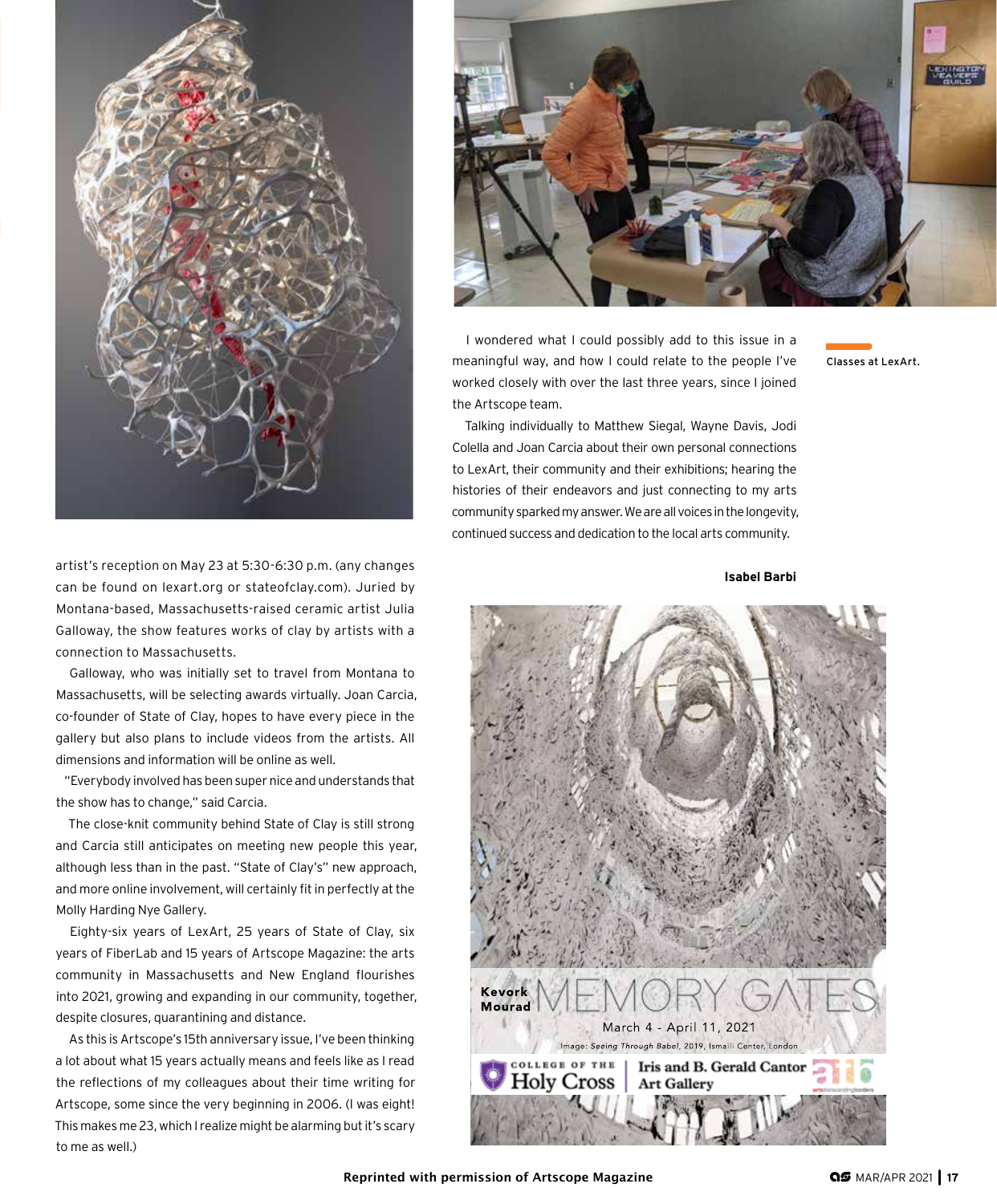artist's reception on May 23 at 5:30-6:30 p.m. (any changes can be found on lexart.org or stateofclay.com). Juried by Montana-based, Massachusetts-raised ceramic artist Julia Galloway, the show features works of clay by artists with a connection to Massachusetts.

Galloway, who was initially set to travel from Montana to Massachusetts, will be selecting awards virtually. Joan Carcia, co-founder of State of Clay, hopes to have every piece in the gallery but also plans to include videos from the artists. All dimensions and information will be online as well.

"Everybody involved has been super nice and understands that the show has to change," said Carcia.

The close-knit community behind State of Clay is still strong and Carcia still anticipates on meeting new people this year, although less than in the past. "State of Clay's" new approach, and more online involvement, will certainly fit in perfectly at the Molly Harding Nye Gallery.

Eighty-six years of LexArt, 25 years of State of Clay, six years of FiberLab and 15 years of Artscope Magazine: the arts community in Massachusetts and New England flourishes into 2021, growing and expanding in our community, together, despite closures, quarantining and distance.

As this is Artscope's 15th anniversary issue, I've been thinking a lot about what 15 years actually means and feels like as I read the reflections of my colleagues about their time writing for Artscope, some since the very beginning in 2006. (I was eight! This makes me 23, which I realize might be alarming but it's scary to me as well.)

Classes at LexArt.

I wondered what I could possibly add to this issue in a meaningful way, and how I could relate to the people I've worked closely with over the last three years, since I joined the Artscope team.

Talking individually to Matthew Siegal, Wayne Davis, Jodi Colella and Joan Carcia about their own personal connections to LexArt, their community and their exhibitions; hearing the histories of their endeavors and just connecting to my arts community sparked my answer. We are all voices in the longevity, continued success and dedication to the local arts community.

**Isabel Barbi**

**Kevork Mourad** MEMORY GATES

March 4 - April 11, 2021

Image: *Seeing Through Babel*, 2019, Ismaili Center, London

COLLEGE OF THE Holy Cross | Iris and B. Gerald Cantor Art Gallery

Reprinted with permission of Artscope Magazine